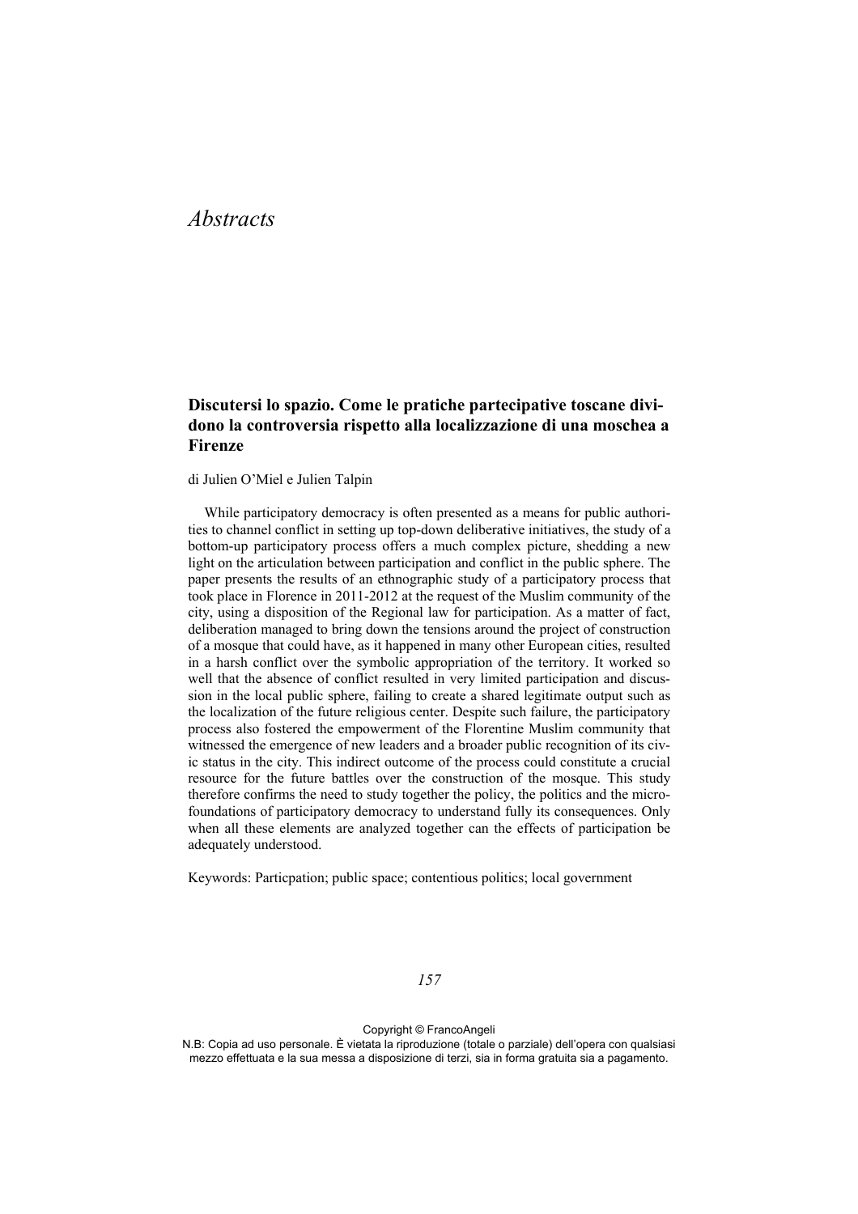# *Abstracts*

### Discutersi lo spazio. Come le pratiche partecipative toscane dividono la controversia rispetto alla localizzazione di una moschea a Firenze

di Julien O'Miel e Julien Talpin

While participatory democracy is often presented as a means for public authorities to channel conflict in setting up top-down deliberative initiatives, the study of a bottom-up participatory process offers a much complex picture, shedding a new light on the articulation between participation and conflict in the public sphere. The paper presents the results of an ethnographic study of a participatory process that took place in Florence in 2011-2012 at the request of the Muslim community of the city, using a disposition of the Regional law for participation. As a matter of fact, deliberation managed to bring down the tensions around the project of construction of a mosque that could have, as it happened in many other European cities, resulted in a harsh conflict over the symbolic appropriation of the territory. It worked so well that the absence of conflict resulted in very limited participation and discussion in the local public sphere, failing to create a shared legitimate output such as the localization of the future religious center. Despite such failure, the participatory process also fostered the empowerment of the Florentine Muslim community that witnessed the emergence of new leaders and a broader public recognition of its civic status in the city. This indirect outcome of the process could constitute a crucial resource for the future battles over the construction of the mosque. This study therefore confirms the need to study together the policy, the politics and the micro-foundations of participatory democracy to understand fully its consequences. Only when all these elements are analyzed together can the effects of participation be adequately understood.

Keywords: Particpation; public space; contentious politics; local government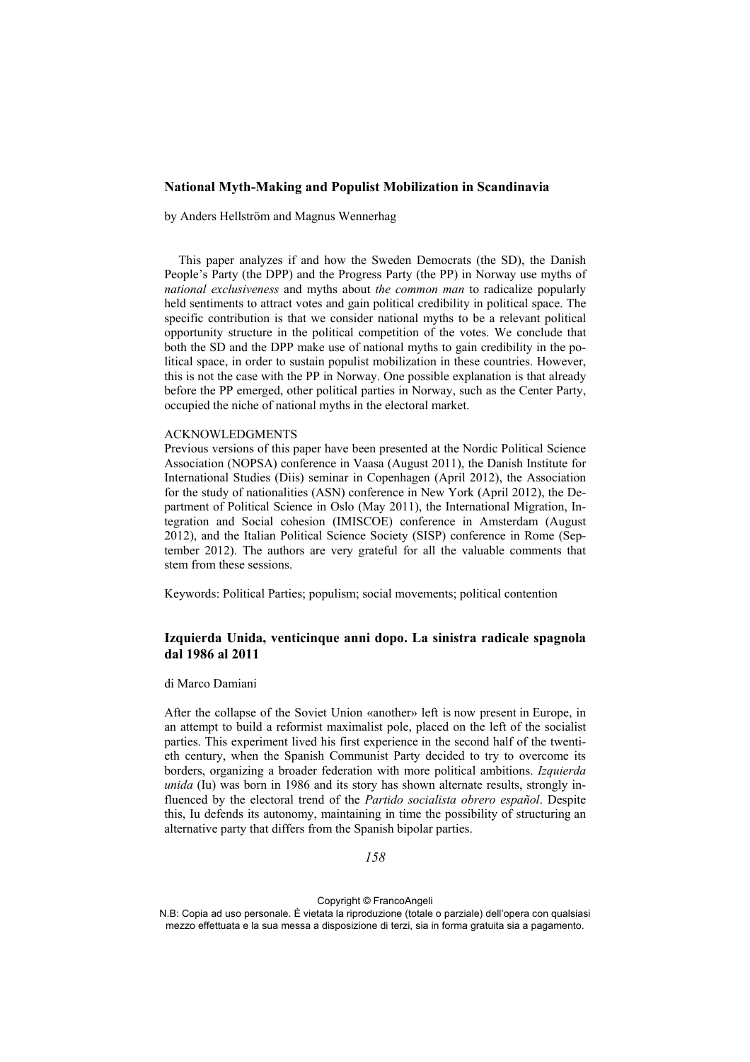### National Myth-Making and Populist Mobilization in Scandinavia

by Anders Hellström and Magnus Wennerhag

This paper analyzes if and how the Sweden Democrats (the SD), the Danish People's Party (the DPP) and the Progress Party (the PP) in Norway use myths of *national exclusiveness* and myths about *the common man* to radicalize popularly held sentiments to attract votes and gain political credibility in political space. The specific contribution is that we consider national myths to be a relevant political opportunity structure in the political competition of the votes. We conclude that both the SD and the DPP make use of national myths to gain credibility in the political space, in order to sustain populist mobilization in these countries. However, this is not the case with the PP in Norway. One possible explanation is that already before the PP emerged, other political parties in Norway, such as the Center Party, occupied the niche of national myths in the electoral market.

ACKNOWLEDGMENTS
Previous versions of this paper have been presented at the Nordic Political Science Association (NOPSA) conference in Vaasa (August 2011), the Danish Institute for International Studies (Diis) seminar in Copenhagen (April 2012), the Association for the study of nationalities (ASN) conference in New York (April 2012), the Department of Political Science in Oslo (May 2011), the International Migration, Integration and Social cohesion (IMISCOE) conference in Amsterdam (August 2012), and the Italian Political Science Society (SISP) conference in Rome (September 2012). The authors are very grateful for all the valuable comments that stem from these sessions.

Keywords: Political Parties; populism; social movements; political contention

### Izquierda Unida, venticinque anni dopo. La sinistra radicale spagnola dal 1986 al 2011

di Marco Damiani

After the collapse of the Soviet Union «another» left is now present in Europe, in an attempt to build a reformist maximalist pole, placed on the left of the socialist parties. This experiment lived his first experience in the second half of the twentieth century, when the Spanish Communist Party decided to try to overcome its borders, organizing a broader federation with more political ambitions. *Izquierda unida* (Iu) was born in 1986 and its story has shown alternate results, strongly influenced by the electoral trend of the *Partido socialista obrero español*. Despite this, Iu defends its autonomy, maintaining in time the possibility of structuring an alternative party that differs from the Spanish bipolar parties.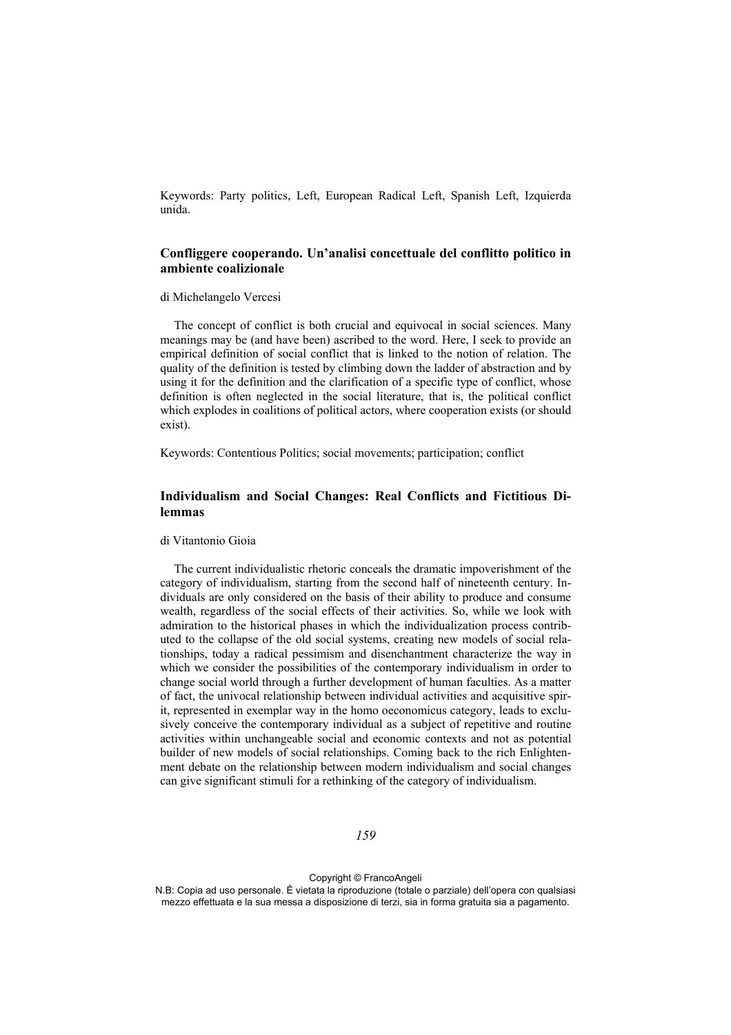Keywords: Party politics, Left, European Radical Left, Spanish Left, Izquierda unida.

### Confliggere cooperando. Un'analisi concettuale del conflitto politico in ambiente coalizionale

di Michelangelo Vercesi

The concept of conflict is both crucial and equivocal in social sciences. Many meanings may be (and have been) ascribed to the word. Here, I seek to provide an empirical definition of social conflict that is linked to the notion of relation. The quality of the definition is tested by climbing down the ladder of abstraction and by using it for the definition and the clarification of a specific type of conflict, whose definition is often neglected in the social literature, that is, the political conflict which explodes in coalitions of political actors, where cooperation exists (or should exist).

Keywords: Contentious Politics; social movements; participation; conflict

### Individualism and Social Changes: Real Conflicts and Fictitious Dilemmas

di Vitantonio Gioia

The current individualistic rhetoric conceals the dramatic impoverishment of the category of individualism, starting from the second half of nineteenth century. Individuals are only considered on the basis of their ability to produce and consume wealth, regardless of the social effects of their activities. So, while we look with admiration to the historical phases in which the individualization process contributed to the collapse of the old social systems, creating new models of social relationships, today a radical pessimism and disenchantment characterize the way in which we consider the possibilities of the contemporary individualism in order to change social world through a further development of human faculties. As a matter of fact, the univocal relationship between individual activities and acquisitive spirit, represented in exemplar way in the homo oeconomicus category, leads to exclusively conceive the contemporary individual as a subject of repetitive and routine activities within unchangeable social and economic contexts and not as potential builder of new models of social relationships. Coming back to the rich Enlightenment debate on the relationship between modern individualism and social changes can give significant stimuli for a rethinking of the category of individualism.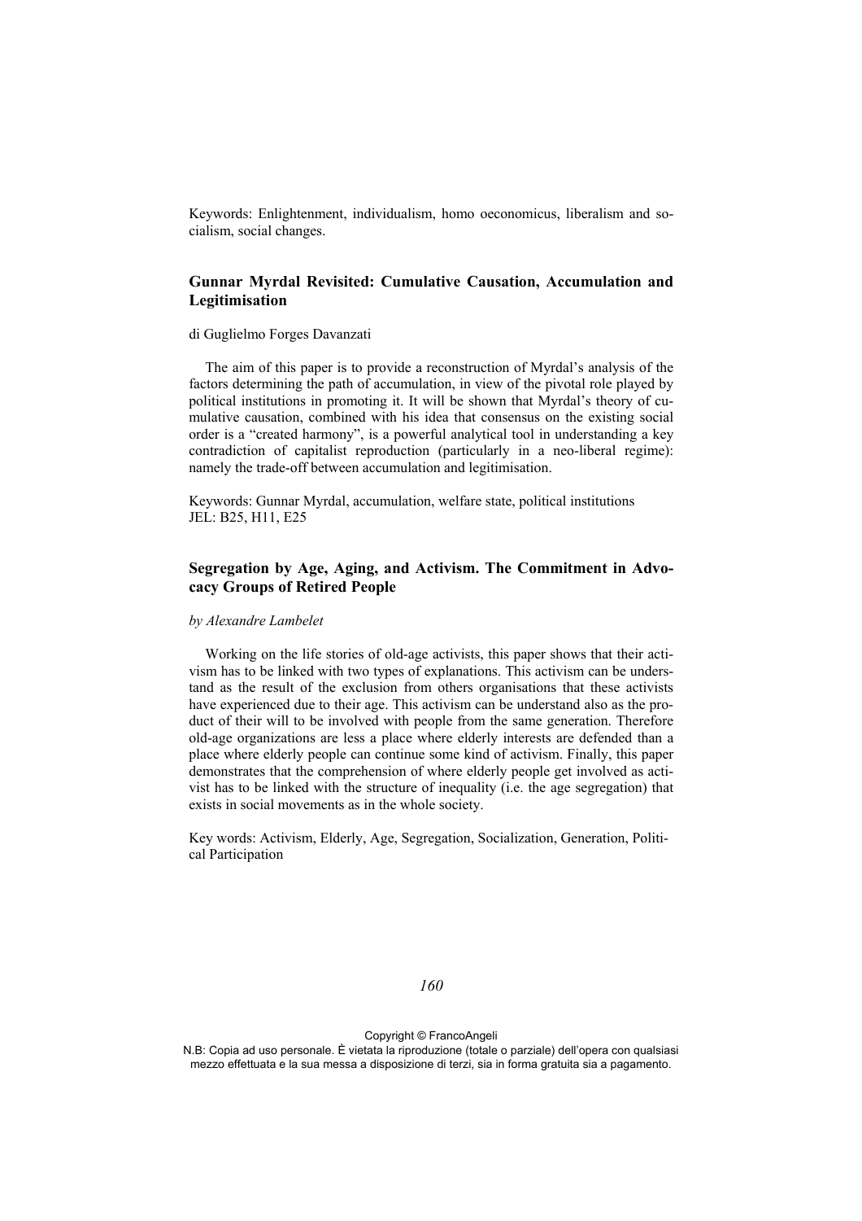Keywords: Enlightenment, individualism, homo oeconomicus, liberalism and socialism, social changes.

### Gunnar Myrdal Revisited: Cumulative Causation, Accumulation and Legitimisation

di Guglielmo Forges Davanzati

The aim of this paper is to provide a reconstruction of Myrdal's analysis of the factors determining the path of accumulation, in view of the pivotal role played by political institutions in promoting it. It will be shown that Myrdal's theory of cumulative causation, combined with his idea that consensus on the existing social order is a "created harmony", is a powerful analytical tool in understanding a key contradiction of capitalist reproduction (particularly in a neo-liberal regime): namely the trade-off between accumulation and legitimisation.

Keywords: Gunnar Myrdal, accumulation, welfare state, political institutions
JEL: B25, H11, E25

### Segregation by Age, Aging, and Activism. The Commitment in Advocacy Groups of Retired People

*by Alexandre Lambelet*

Working on the life stories of old-age activists, this paper shows that their activism has to be linked with two types of explanations. This activism can be understand as the result of the exclusion from others organisations that these activists have experienced due to their age. This activism can be understand also as the product of their will to be involved with people from the same generation. Therefore old-age organizations are less a place where elderly interests are defended than a place where elderly people can continue some kind of activism. Finally, this paper demonstrates that the comprehension of where elderly people get involved as activist has to be linked with the structure of inequality (i.e. the age segregation) that exists in social movements as in the whole society.

Key words: Activism, Elderly, Age, Segregation, Socialization, Generation, Political Participation